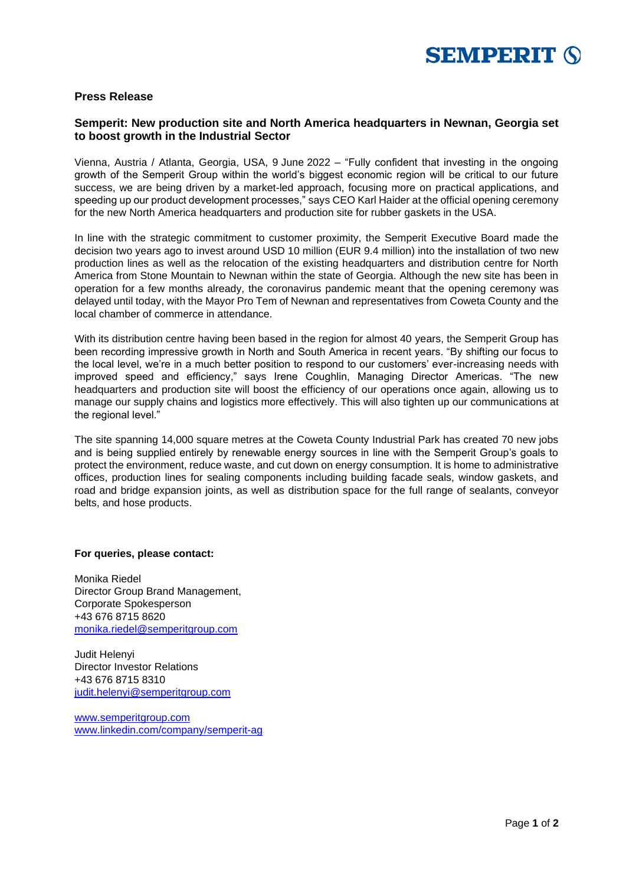**SEMPERIT**

**Press Release**

## Semperit: New production site and North America headquarters in Newnan, Georgia set to boost growth in the Industrial Sector

Vienna, Austria / Atlanta, Georgia, USA, 9 June 2022 – "Fully confident that investing in the ongoing growth of the Semperit Group within the world's biggest economic region will be critical to our future success, we are being driven by a market-led approach, focusing more on practical applications, and speeding up our product development processes," says CEO Karl Haider at the official opening ceremony for the new North America headquarters and production site for rubber gaskets in the USA.

In line with the strategic commitment to customer proximity, the Semperit Executive Board made the decision two years ago to invest around USD 10 million (EUR 9.4 million) into the installation of two new production lines as well as the relocation of the existing headquarters and distribution centre for North America from Stone Mountain to Newnan within the state of Georgia. Although the new site has been in operation for a few months already, the coronavirus pandemic meant that the opening ceremony was delayed until today, with the Mayor Pro Tem of Newnan and representatives from Coweta County and the local chamber of commerce in attendance.

With its distribution centre having been based in the region for almost 40 years, the Semperit Group has been recording impressive growth in North and South America in recent years. "By shifting our focus to the local level, we're in a much better position to respond to our customers' ever-increasing needs with improved speed and efficiency," says Irene Coughlin, Managing Director Americas. "The new headquarters and production site will boost the efficiency of our operations once again, allowing us to manage our supply chains and logistics more effectively. This will also tighten up our communications at the regional level."

The site spanning 14,000 square metres at the Coweta County Industrial Park has created 70 new jobs and is being supplied entirely by renewable energy sources in line with the Semperit Group's goals to protect the environment, reduce waste, and cut down on energy consumption. It is home to administrative offices, production lines for sealing components including building facade seals, window gaskets, and road and bridge expansion joints, as well as distribution space for the full range of sealants, conveyor belts, and hose products.

**For queries, please contact:**

Monika Riedel
Director Group Brand Management,
Corporate Spokesperson
+43 676 8715 8620
monika.riedel@semperitgroup.com

Judit Helenyi
Director Investor Relations
+43 676 8715 8310
judit.helenyi@semperitgroup.com

www.semperitgroup.com
www.linkedin.com/company/semperit-ag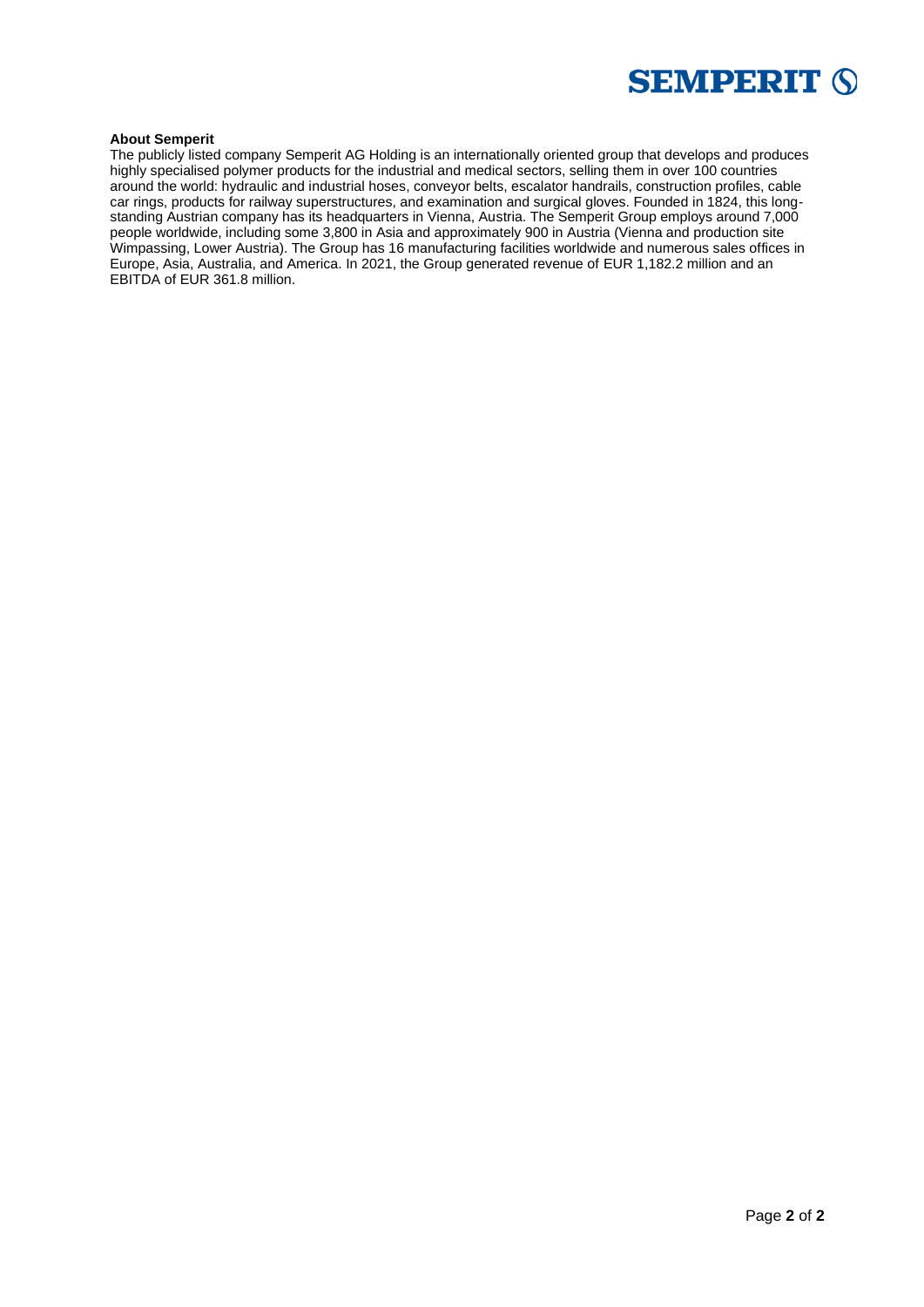**About Semperit**

The publicly listed company Semperit AG Holding is an internationally oriented group that develops and produces highly specialised polymer products for the industrial and medical sectors, selling them in over 100 countries around the world: hydraulic and industrial hoses, conveyor belts, escalator handrails, construction profiles, cable car rings, products for railway superstructures, and examination and surgical gloves. Founded in 1824, this long-standing Austrian company has its headquarters in Vienna, Austria. The Semperit Group employs around 7,000 people worldwide, including some 3,800 in Asia and approximately 900 in Austria (Vienna and production site Wimpassing, Lower Austria). The Group has 16 manufacturing facilities worldwide and numerous sales offices in Europe, Asia, Australia, and America. In 2021, the Group generated revenue of EUR 1,182.2 million and an EBITDA of EUR 361.8 million.